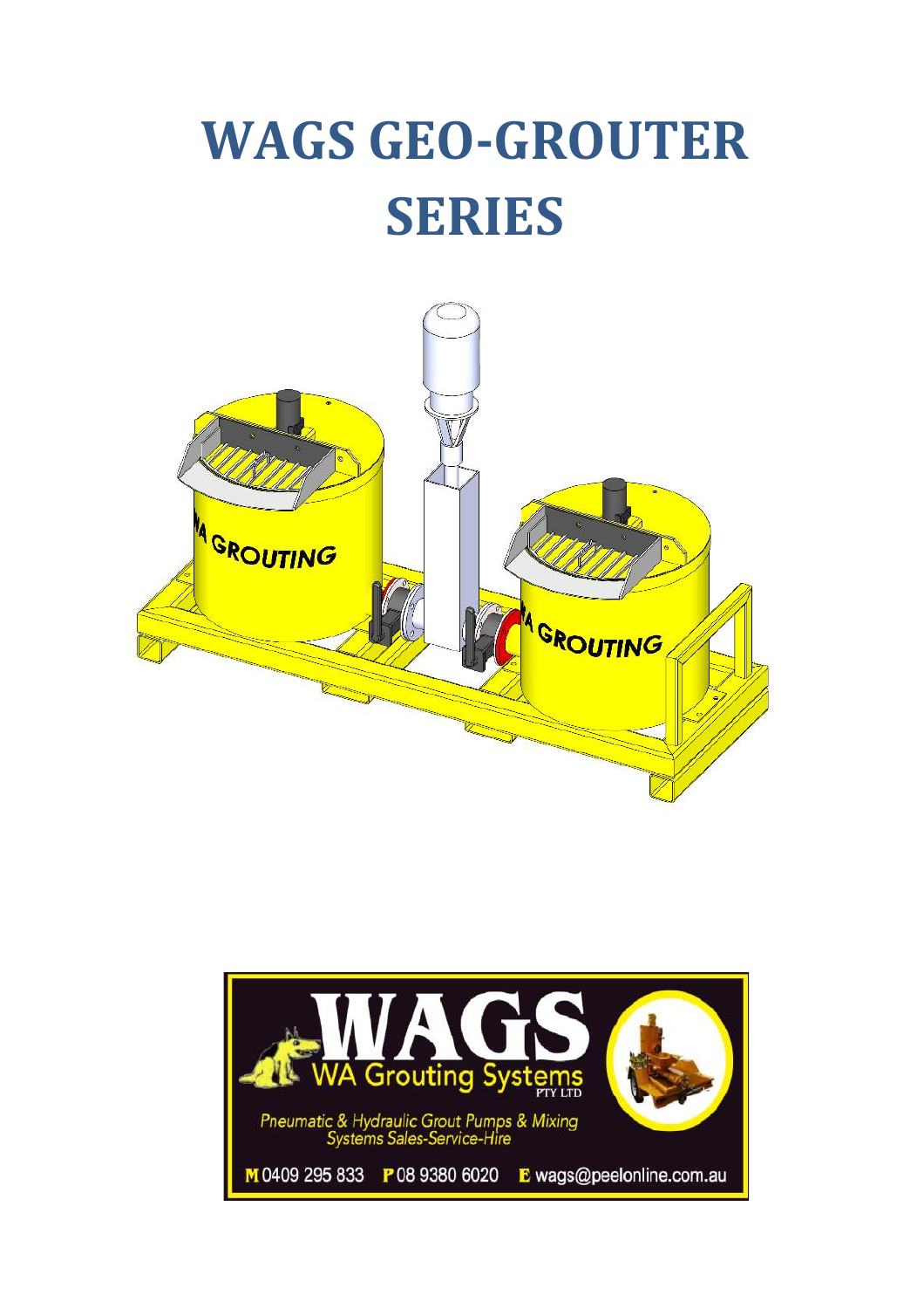# WAGS GEO-GROUTER SERIES

WAGS
WA Grouting Systems PTY LTD

*Pneumatic & Hydraulic Grout Pumps & Mixing Systems Sales-Service-Hire*

**M** 0409 295 833 **P** 08 9380 6020 **E** wags@peelonline.com.au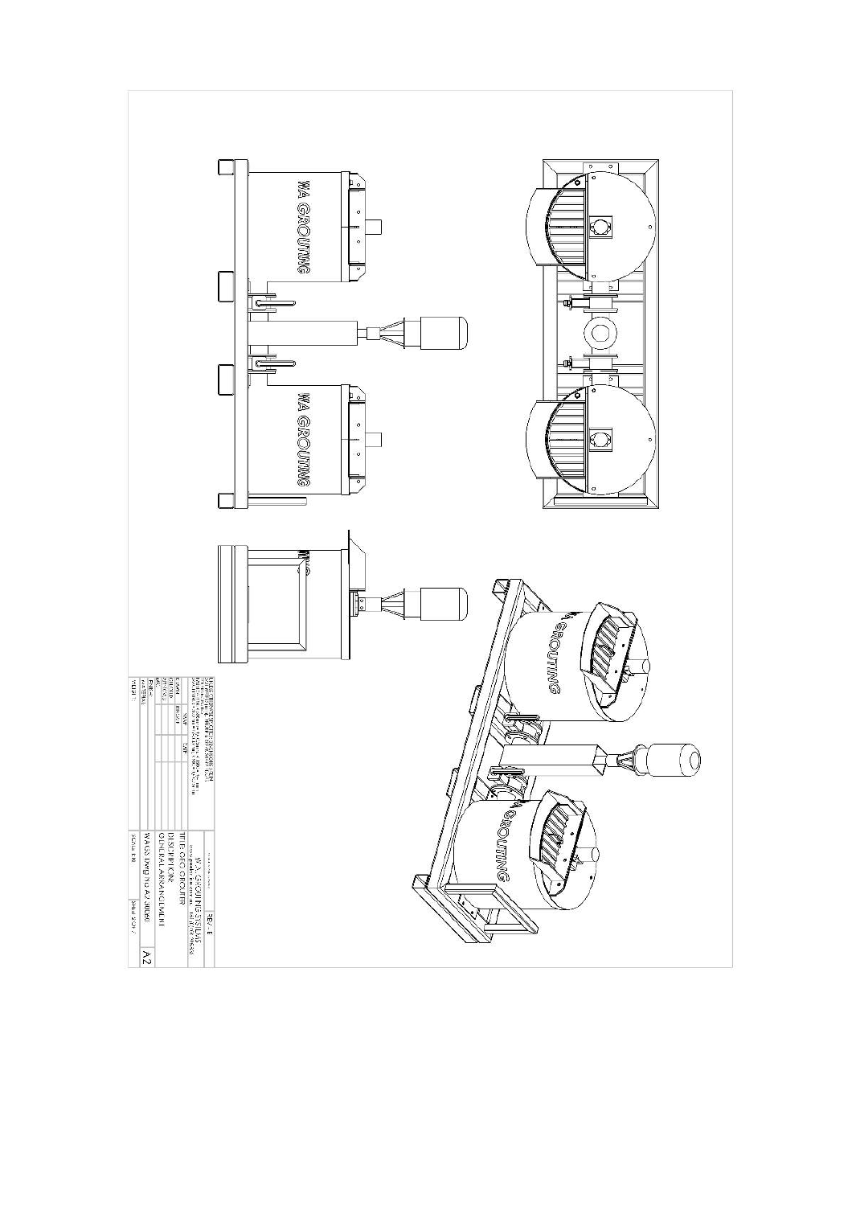WA GROUTING

WA GROUTING

W.A. GROUTING SYSTEMS

TITLE: CEC GROUTER

DESCRIPTION: GENERAL ARRANGEMENT

REV: B

SCALE: 1:10

A2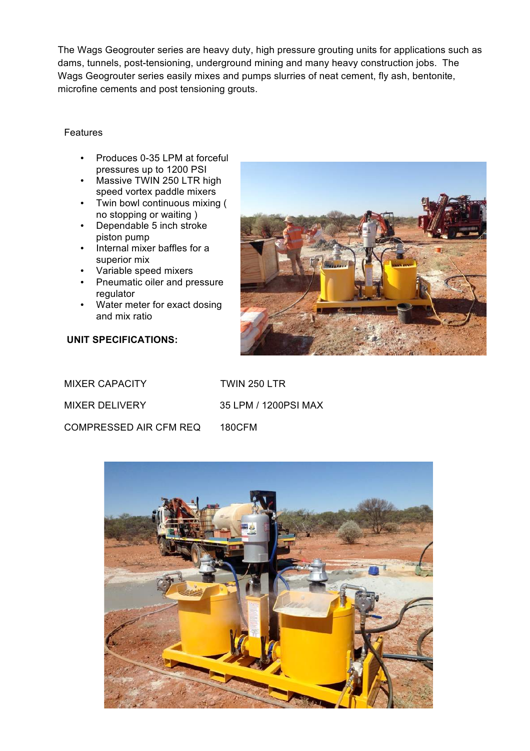The Wags Geogrouter series are heavy duty, high pressure grouting units for applications such as dams, tunnels, post-tensioning, underground mining and many heavy construction jobs. The Wags Geogrouter series easily mixes and pumps slurries of neat cement, fly ash, bentonite, microfine cements and post tensioning grouts.

Features

- Produces 0-35 LPM at forceful pressures up to 1200 PSI
- Massive TWIN 250 LTR high speed vortex paddle mixers
- Twin bowl continuous mixing ( no stopping or waiting )
- Dependable 5 inch stroke piston pump
- Internal mixer baffles for a superior mix
- Variable speed mixers
- Pneumatic oiler and pressure regulator
- Water meter for exact dosing and mix ratio

**UNIT SPECIFICATIONS:**

| | |
|---|---|
| MIXER CAPACITY | TWIN 250 LTR |
| MIXER DELIVERY | 35 LPM / 1200PSI MAX |
| COMPRESSED AIR CFM REQ | 180CFM |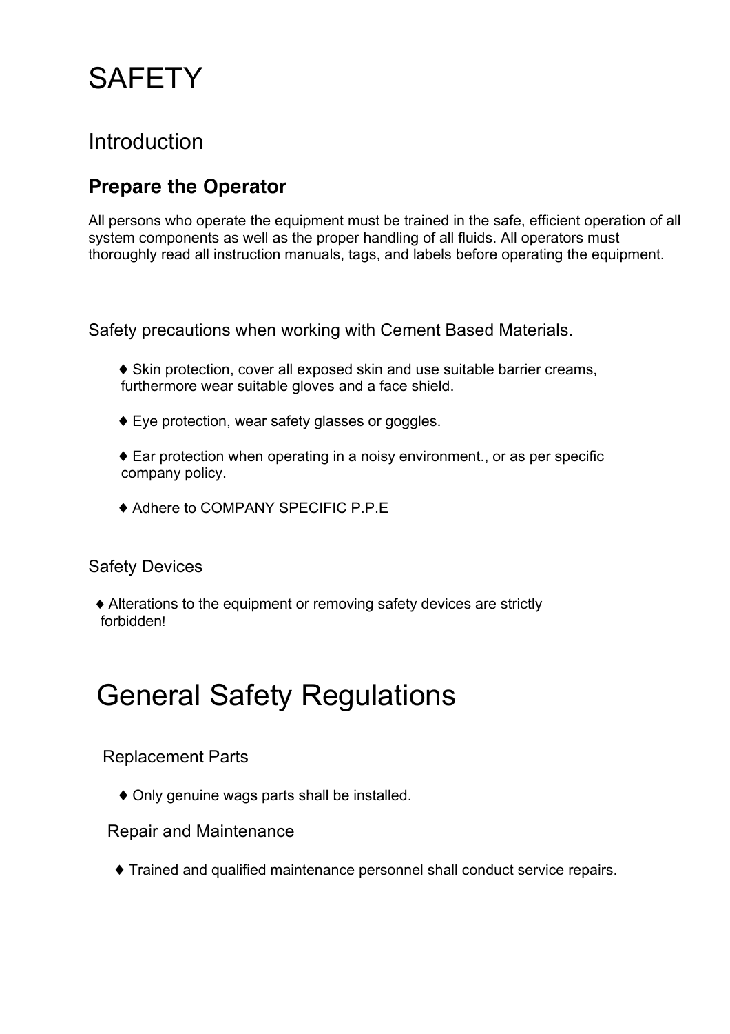# SAFETY

## Introduction

### Prepare the Operator

All persons who operate the equipment must be trained in the safe, efficient operation of all system components as well as the proper handling of all fluids. All operators must thoroughly read all instruction manuals, tags, and labels before operating the equipment.

Safety precautions when working with Cement Based Materials.

- ♦ Skin protection, cover all exposed skin and use suitable barrier creams, furthermore wear suitable gloves and a face shield.
- ♦ Eye protection, wear safety glasses or goggles.
- ♦ Ear protection when operating in a noisy environment., or as per specific company policy.
- ♦ Adhere to COMPANY SPECIFIC P.P.E

Safety Devices

- ♦ Alterations to the equipment or removing safety devices are strictly forbidden!

# General Safety Regulations

Replacement Parts

- ♦ Only genuine wags parts shall be installed.

Repair and Maintenance

- ♦ Trained and qualified maintenance personnel shall conduct service repairs.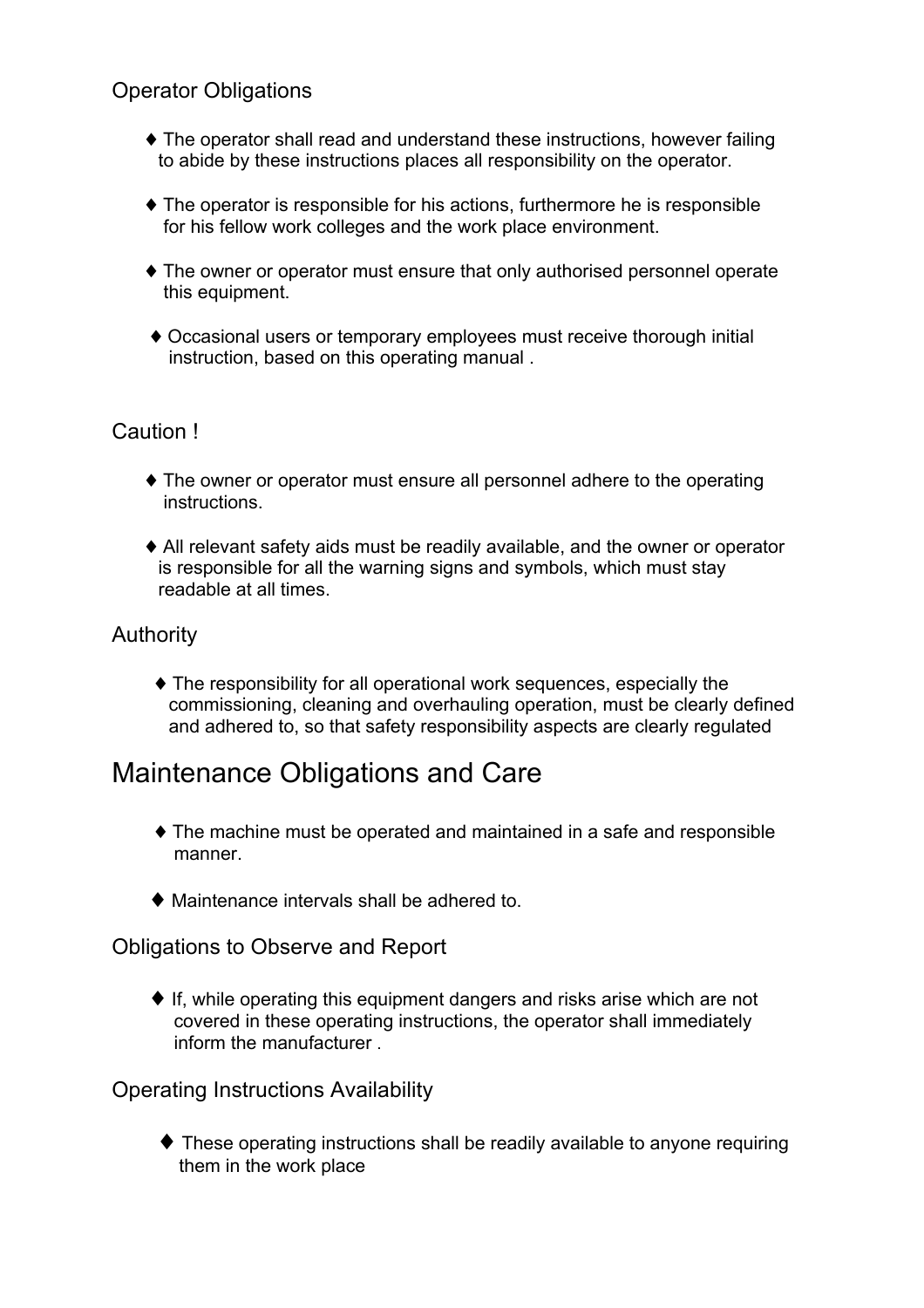## Operator Obligations

- ♦ The operator shall read and understand these instructions, however failing to abide by these instructions places all responsibility on the operator.
- ♦ The operator is responsible for his actions, furthermore he is responsible for his fellow work colleges and the work place environment.
- ♦ The owner or operator must ensure that only authorised personnel operate this equipment.
- ♦ Occasional users or temporary employees must receive thorough initial instruction, based on this operating manual .

## Caution !

- ♦ The owner or operator must ensure all personnel adhere to the operating instructions.
- ♦ All relevant safety aids must be readily available, and the owner or operator is responsible for all the warning signs and symbols, which must stay readable at all times.

## Authority

- ♦ The responsibility for all operational work sequences, especially the commissioning, cleaning and overhauling operation, must be clearly defined and adhered to, so that safety responsibility aspects are clearly regulated

# Maintenance Obligations and Care

- ♦ The machine must be operated and maintained in a safe and responsible manner.
- ♦ Maintenance intervals shall be adhered to.

## Obligations to Observe and Report

- ♦ If, while operating this equipment dangers and risks arise which are not covered in these operating instructions, the operator shall immediately inform the manufacturer .

## Operating Instructions Availability

- ♦ These operating instructions shall be readily available to anyone requiring them in the work place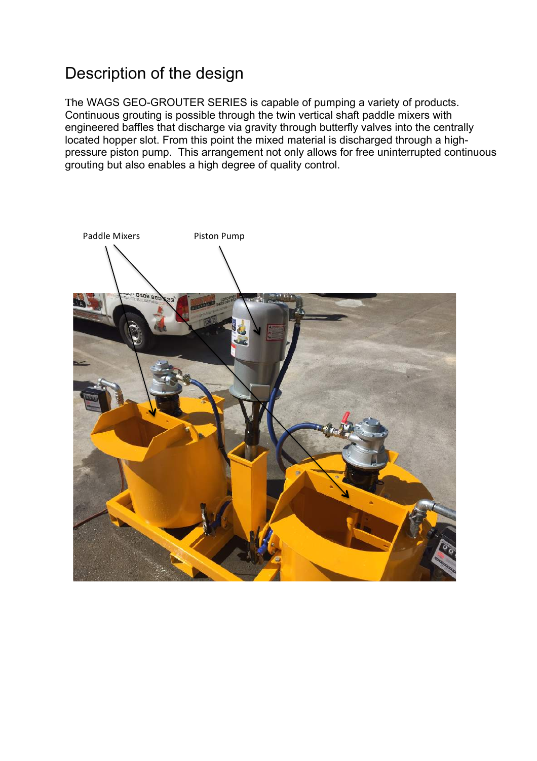# Description of the design

The WAGS GEO-GROUTER SERIES is capable of pumping a variety of products. Continuous grouting is possible through the twin vertical shaft paddle mixers with engineered baffles that discharge via gravity through butterfly valves into the centrally located hopper slot. From this point the mixed material is discharged through a high-pressure piston pump. This arrangement not only allows for free uninterrupted continuous grouting but also enables a high degree of quality control.

Paddle Mixers

Piston Pump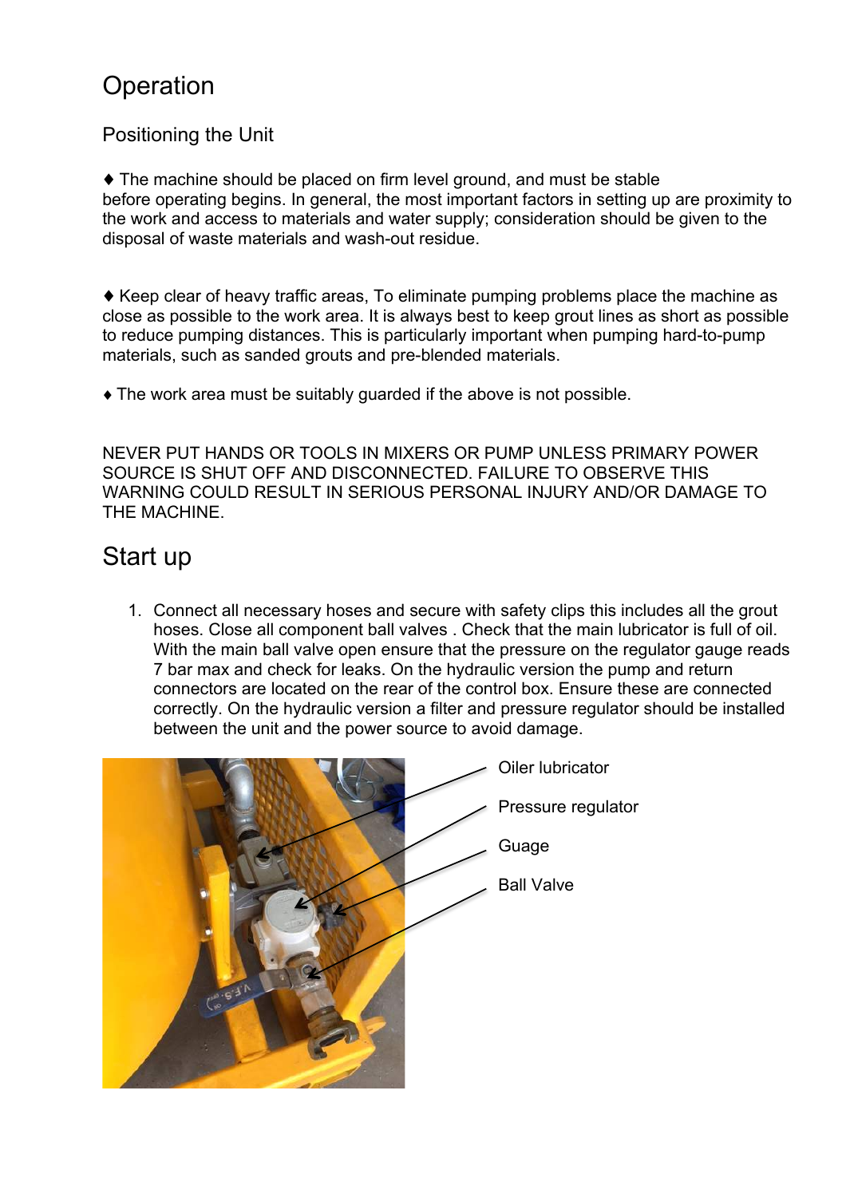# Operation

## Positioning the Unit

♦ The machine should be placed on firm level ground, and must be stable before operating begins. In general, the most important factors in setting up are proximity to the work and access to materials and water supply; consideration should be given to the disposal of waste materials and wash-out residue.

♦ Keep clear of heavy traffic areas, To eliminate pumping problems place the machine as close as possible to the work area. It is always best to keep grout lines as short as possible to reduce pumping distances. This is particularly important when pumping hard-to-pump materials, such as sanded grouts and pre-blended materials.

♦ The work area must be suitably guarded if the above is not possible.

NEVER PUT HANDS OR TOOLS IN MIXERS OR PUMP UNLESS PRIMARY POWER SOURCE IS SHUT OFF AND DISCONNECTED. FAILURE TO OBSERVE THIS WARNING COULD RESULT IN SERIOUS PERSONAL INJURY AND/OR DAMAGE TO THE MACHINE.

# Start up

1. Connect all necessary hoses and secure with safety clips this includes all the grout hoses. Close all component ball valves . Check that the main lubricator is full of oil. With the main ball valve open ensure that the pressure on the regulator gauge reads 7 bar max and check for leaks. On the hydraulic version the pump and return connectors are located on the rear of the control box. Ensure these are connected correctly. On the hydraulic version a filter and pressure regulator should be installed between the unit and the power source to avoid damage.

Oiler lubricator

Pressure regulator

Guage

Ball Valve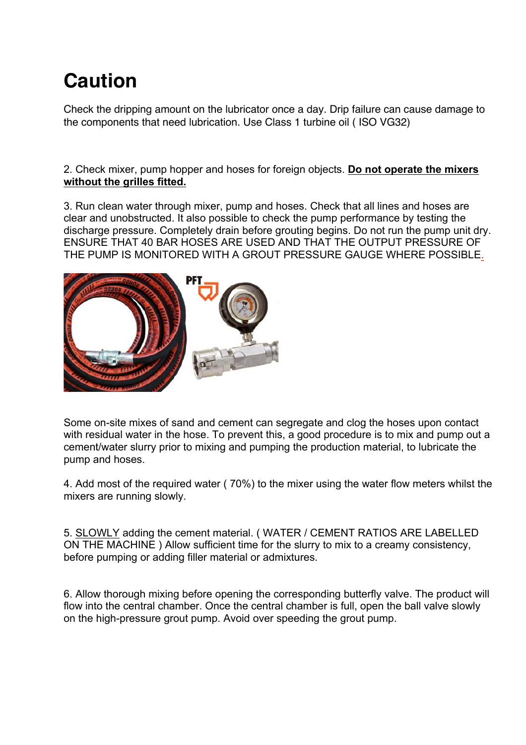# Caution

Check the dripping amount on the lubricator once a day. Drip failure can cause damage to the components that need lubrication. Use Class 1 turbine oil ( ISO VG32)

2. Check mixer, pump hopper and hoses for foreign objects. **Do not operate the mixers without the grilles fitted.**

3. Run clean water through mixer, pump and hoses. Check that all lines and hoses are clear and unobstructed. It also possible to check the pump performance by testing the discharge pressure. Completely drain before grouting begins. Do not run the pump unit dry. ENSURE THAT 40 BAR HOSES ARE USED AND THAT THE OUTPUT PRESSURE OF THE PUMP IS MONITORED WITH A GROUT PRESSURE GAUGE WHERE POSSIBLE.

Some on-site mixes of sand and cement can segregate and clog the hoses upon contact with residual water in the hose. To prevent this, a good procedure is to mix and pump out a cement/water slurry prior to mixing and pumping the production material, to lubricate the pump and hoses.

4. Add most of the required water ( 70%) to the mixer using the water flow meters whilst the mixers are running slowly.

5. SLOWLY adding the cement material. ( WATER / CEMENT RATIOS ARE LABELLED ON THE MACHINE ) Allow sufficient time for the slurry to mix to a creamy consistency, before pumping or adding filler material or admixtures.

6. Allow thorough mixing before opening the corresponding butterfly valve. The product will flow into the central chamber. Once the central chamber is full, open the ball valve slowly on the high-pressure grout pump. Avoid over speeding the grout pump.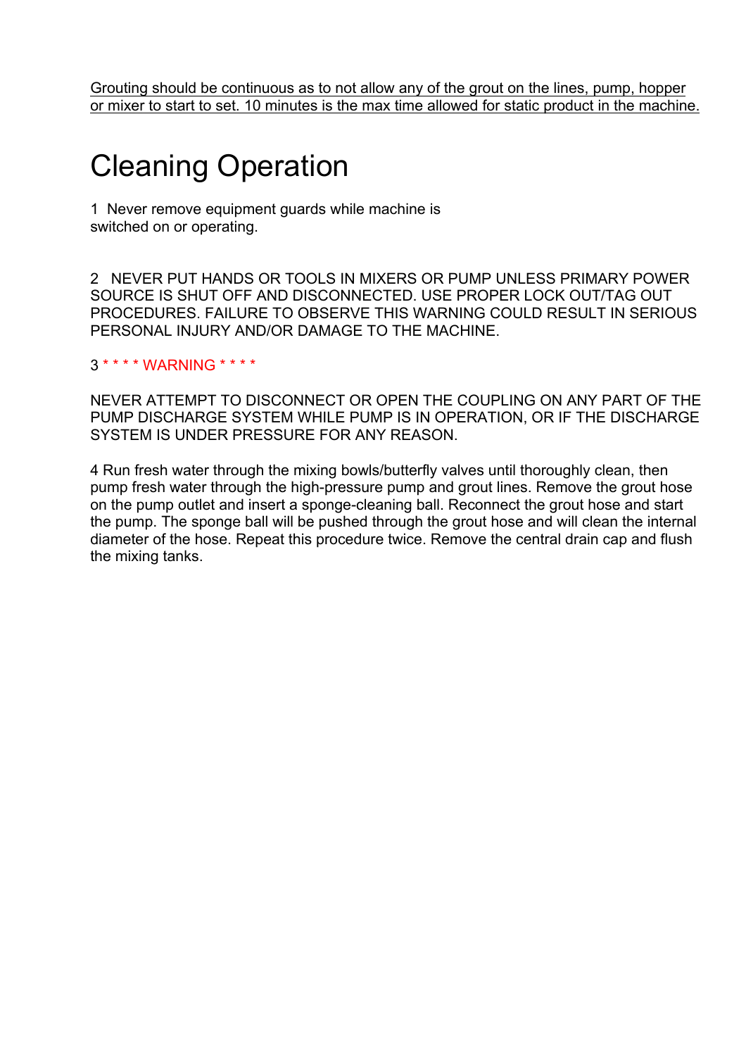<u>Grouting should be continuous as to not allow any of the grout on the lines, pump, hopper or mixer to start to set. 10 minutes is the max time allowed for static product in the machine.</u>

# Cleaning Operation

1 Never remove equipment guards while machine is switched on or operating.

2 NEVER PUT HANDS OR TOOLS IN MIXERS OR PUMP UNLESS PRIMARY POWER SOURCE IS SHUT OFF AND DISCONNECTED. USE PROPER LOCK OUT/TAG OUT PROCEDURES. FAILURE TO OBSERVE THIS WARNING COULD RESULT IN SERIOUS PERSONAL INJURY AND/OR DAMAGE TO THE MACHINE.

3 * * * * WARNING * * * *

NEVER ATTEMPT TO DISCONNECT OR OPEN THE COUPLING ON ANY PART OF THE PUMP DISCHARGE SYSTEM WHILE PUMP IS IN OPERATION, OR IF THE DISCHARGE SYSTEM IS UNDER PRESSURE FOR ANY REASON.

4 Run fresh water through the mixing bowls/butterfly valves until thoroughly clean, then pump fresh water through the high-pressure pump and grout lines. Remove the grout hose on the pump outlet and insert a sponge-cleaning ball. Reconnect the grout hose and start the pump. The sponge ball will be pushed through the grout hose and will clean the internal diameter of the hose. Repeat this procedure twice. Remove the central drain cap and flush the mixing tanks.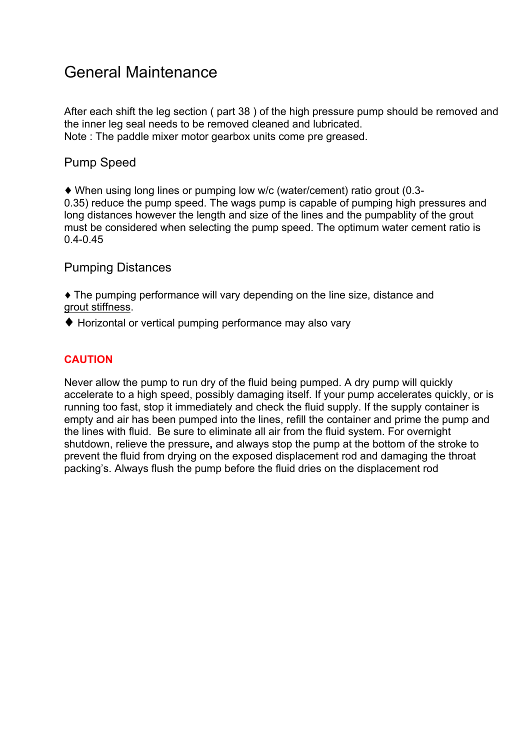# General Maintenance

After each shift the leg section ( part 38 ) of the high pressure pump should be removed and the inner leg seal needs to be removed cleaned and lubricated.
Note : The paddle mixer motor gearbox units come pre greased.

## Pump Speed

♦ When using long lines or pumping low w/c (water/cement) ratio grout (0.3-0.35) reduce the pump speed. The wags pump is capable of pumping high pressures and long distances however the length and size of the lines and the pumpablity of the grout must be considered when selecting the pump speed. The optimum water cement ratio is 0.4-0.45

## Pumping Distances

♦ The pumping performance will vary depending on the line size, distance and grout stiffness.

♦ Horizontal or vertical pumping performance may also vary

**CAUTION**

Never allow the pump to run dry of the fluid being pumped. A dry pump will quickly accelerate to a high speed, possibly damaging itself. If your pump accelerates quickly, or is running too fast, stop it immediately and check the fluid supply. If the supply container is empty and air has been pumped into the lines, refill the container and prime the pump and the lines with fluid. Be sure to eliminate all air from the fluid system. For overnight shutdown, relieve the pressure**,** and always stop the pump at the bottom of the stroke to prevent the fluid from drying on the exposed displacement rod and damaging the throat packing's. Always flush the pump before the fluid dries on the displacement rod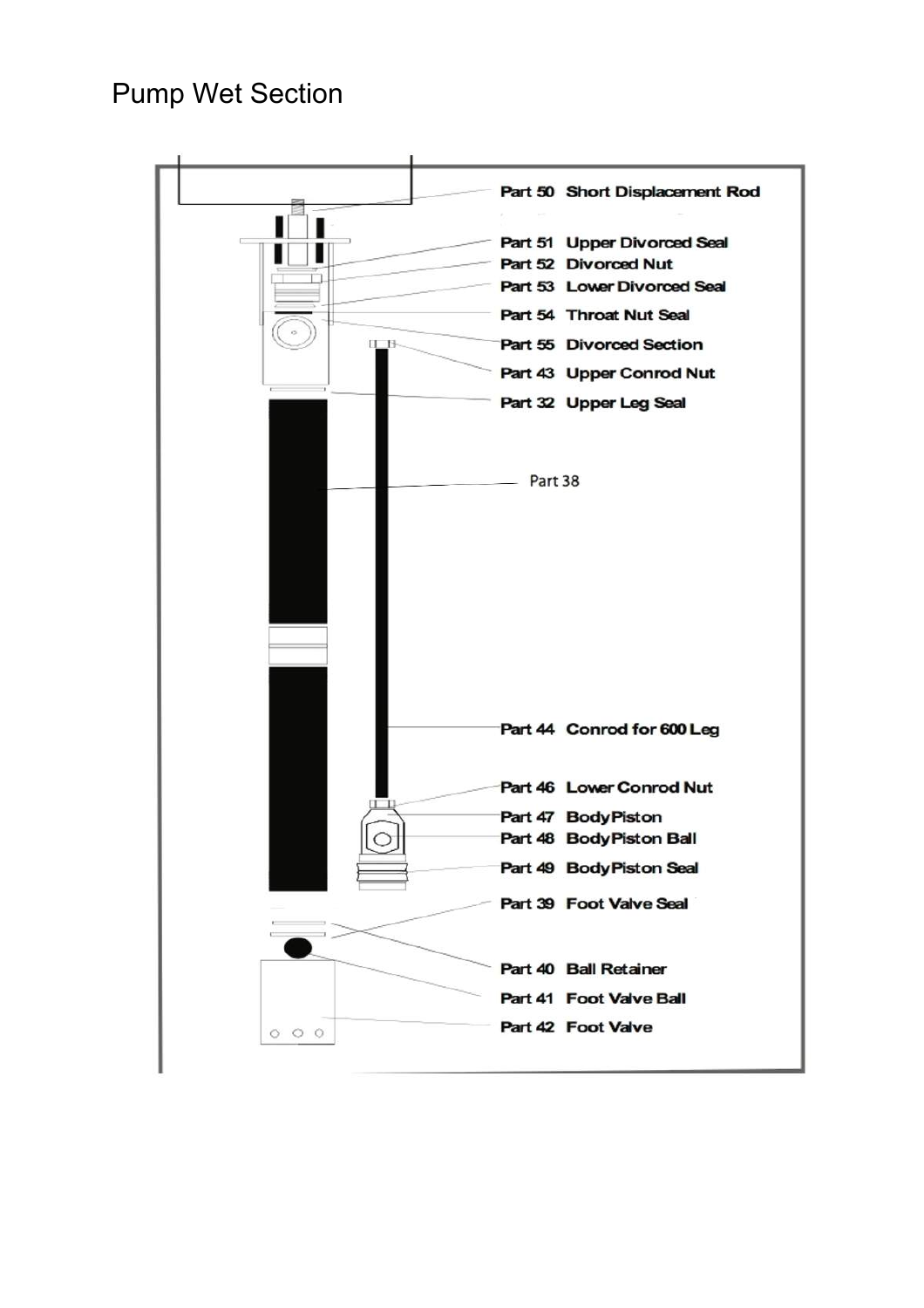# Pump Wet Section

- Part 50 Short Displacement Rod
- Part 51 Upper Divorced Seal
- Part 52 Divorced Nut
- Part 53 Lower Divorced Seal
- Part 54 Throat Nut Seal
- Part 55 Divorced Section
- Part 43 Upper Conrod Nut
- Part 32 Upper Leg Seal
- Part 38
- Part 44 Conrod for 600 Leg
- Part 46 Lower Conrod Nut
- Part 47 Body Piston
- Part 48 Body Piston Ball
- Part 49 Body Piston Seal
- Part 39 Foot Valve Seal
- Part 40 Ball Retainer
- Part 41 Foot Valve Ball
- Part 42 Foot Valve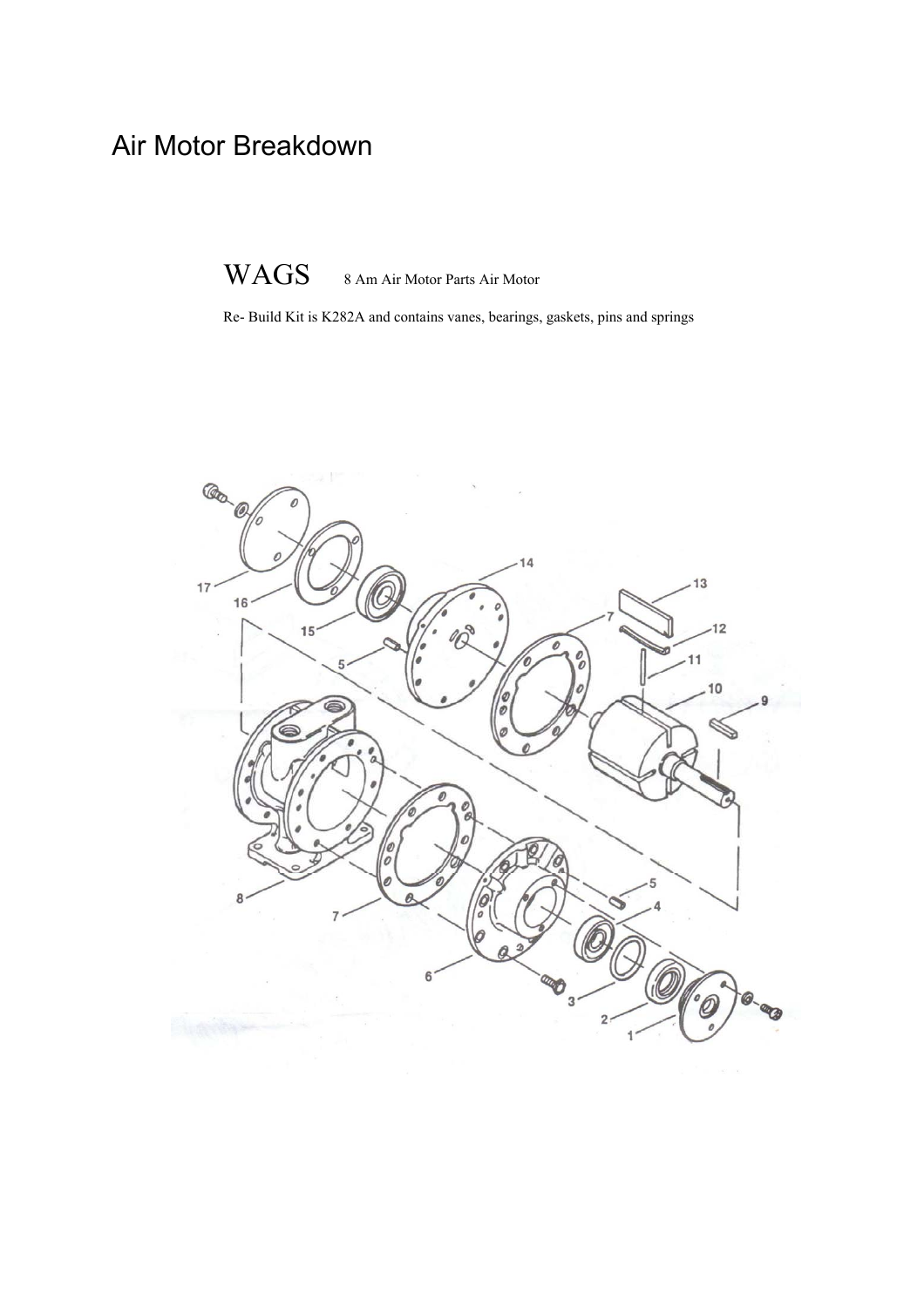# Air Motor Breakdown

WAGS 8 Am Air Motor Parts Air Motor

Re- Build Kit is K282A and contains vanes, bearings, gaskets, pins and springs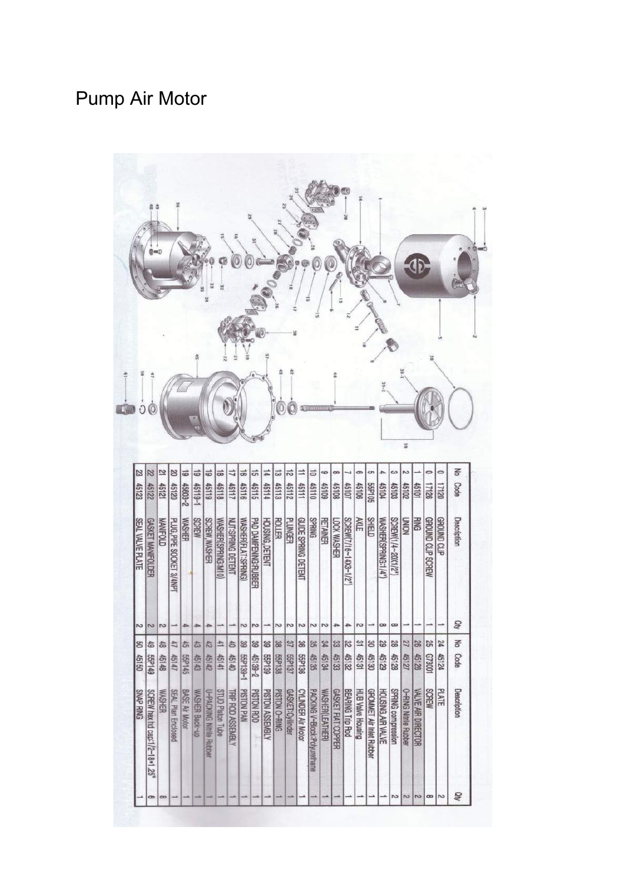# Pump Air Motor

| No | Code | Description | Qty | No | Code | Description | Qty |
|---|---|---|---|---|---|---|---|
| 0 | 17120 | GROUND CLIP | 1 | 24 | 45124 | PLATE | 2 |
| 0 | 17126 | GROUND CLIP SCREW | 1 | 25 | G73001 | SCREW | 8 |
| 1 | 45101 | RING | 1 | 26 | 45126 | VALVE AIR DIRECTOR | 2 |
| 2 | 45102 | UNION | 1 | 27 | 45127 | O-RING Nitrile Rubber | 2 |
| 3 | 45103 | SCREW(1/4-20X1/2") | 8 | 28 | 45128 | SPRING compression | 2 |
| 4 | 45104 | WASHER(SPRING:1/4") | 8 | 29 | 45129 | HOUSING,AIR VALVE | 1 |
| 5 | 55P105 | SHIELD | 1 | 30 | 45130 | GROMMET Air Inlet Rubber | 1 |
| 6 | 45106 | AXLE | 2 | 31 | 45131 | HUB Valve Housing | 1 |
| 7 | 45107 | SCREW(7/16-14X3-1/2") | 4 | 32 | 45132 | BEARING Trip Rod | 1 |
| 8 | 45108 | LOCK WASHER | 4 | 33 | 45133 | GASKET FLAT COPPER | 1 |
| 9 | 45109 | RETAINER | 2 | 34 | 45134 | WASHER(LEATHER) | 1 |
| 10 | 45110 | SPRING | 2 | 35 | 45135 | PACKING "J-Block:Polyurethane | 1 |
| 11 | 45111 | GUIDE SPRING DETENT | 2 | 36 | 55P136 | CYLINDER Air Motor | 1 |
| 12 | 45112 | PLUNGER | 2 | 37 | 55P137 | GASKET-Cylinder | 1 |
| 13 | 45113 | ROLLER | 2 | 38 | 55P138 | PISTON O-RING | 1 |
| 14 | 45114 | HOUSING,DETENT | 1 | 39 | 55P139 | PISTON ASSEMBLY | 1 |
| 15 | 45115 | PAD DAMPENING:RUBBER | 2 | 39 | 45139-2 | PISTON ROD | 1 |
| 16 | 45116 | WASHER(FLAT:SPRING) | 2 | 39 | 55P139-1 | PISTON PAN | 1 |
| 17 | 45117 | NUT:SPRING DETENT | 1 | 40 | 45140 | TRIP ROD ASSEMBLY | 1 |
| 18 | 45118 | WASHER(SPRING:M10) | 1 | 41 | 45141 | STUD Piston Tube | 1 |
| 19 | 45119 | SCREW, WASHER | 4 | 42 | 45142 | U-PACKING Nitrile Rubber | 1 |
| 19 | 45119-1 | SCREW | 4 | 43 | 45143 | WASHER Back-up | 1 |
| 19 | 45603-2 | WASHER | 4 | 45 | 55P145 | BASE Air Motor | 1 |
| 20 | 45120 | PLUG,PIPE SOCKET 3/4NPT | 1 | 47 | 45147 | SEAL Plan Enclosed | 1 |
| 21 | 45121 | MANIFOLD | 2 | 48 | 45148 | WASHER | 8 |
| 22 | 45122 | GASKET MANIFOLDER | 2 | 49 | 55P149 | SCREW hex hd cap:1/2-16×1.25" | 8 |
| 23 | 45123 | SEAL VALVE PLATE | 2 | 50 | 45150 | SNAP RING | 1 |